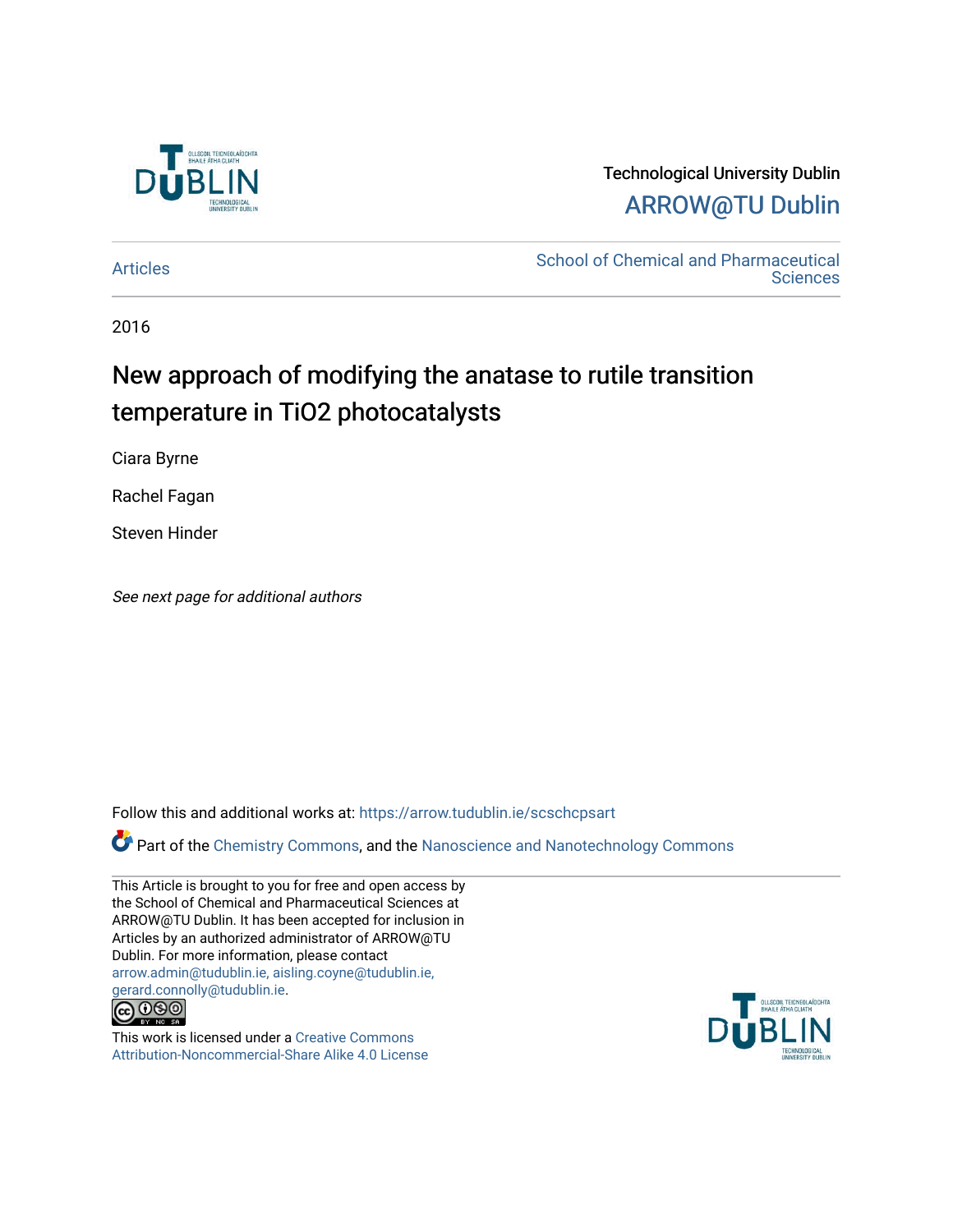Technological University Dublin

ARROW@TU Dublin

Articles

School of Chemical and Pharmaceutical Sciences

2016

# New approach of modifying the anatase to rutile transition temperature in TiO2 photocatalysts

Ciara Byrne

Rachel Fagan

Steven Hinder

*See next page for additional authors*

Follow this and additional works at: https://arrow.tudublin.ie/scschcpsart

Part of the Chemistry Commons, and the Nanoscience and Nanotechnology Commons

This Article is brought to you for free and open access by the School of Chemical and Pharmaceutical Sciences at ARROW@TU Dublin. It has been accepted for inclusion in Articles by an authorized administrator of ARROW@TU Dublin. For more information, please contact arrow.admin@tudublin.ie, aisling.coyne@tudublin.ie, gerard.connolly@tudublin.ie.

This work is licensed under a Creative Commons Attribution-Noncommercial-Share Alike 4.0 License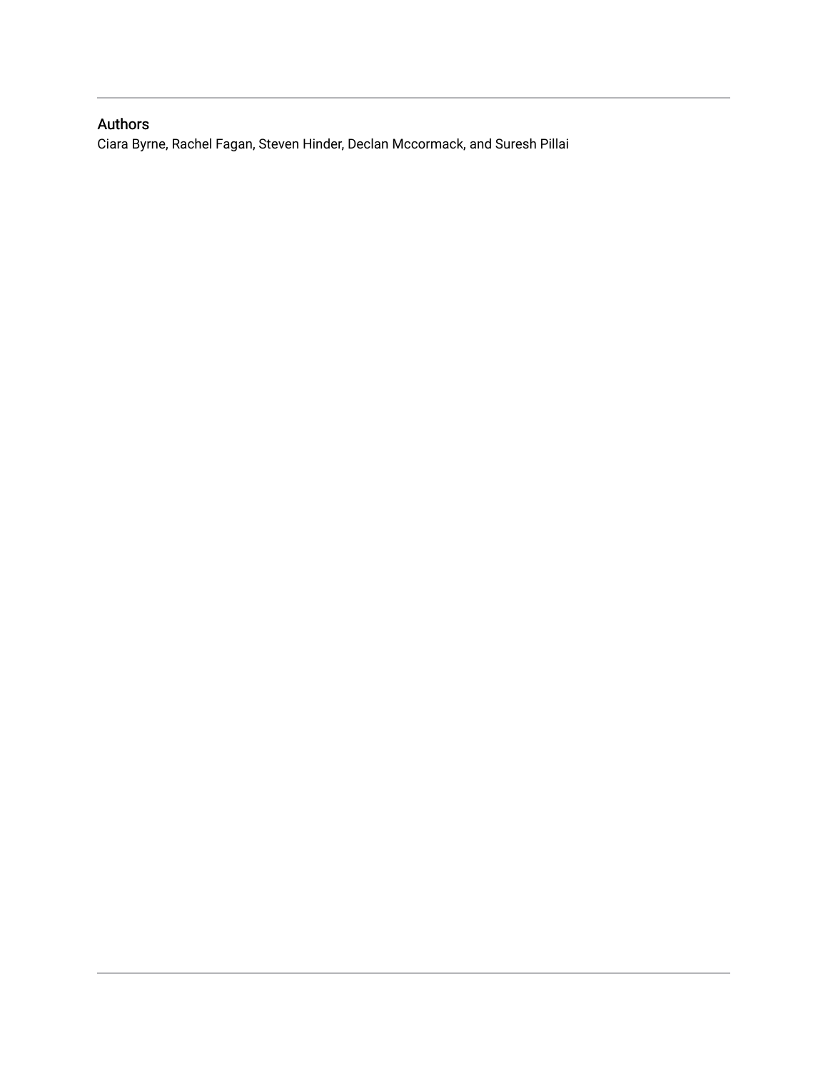## Authors

Ciara Byrne, Rachel Fagan, Steven Hinder, Declan Mccormack, and Suresh Pillai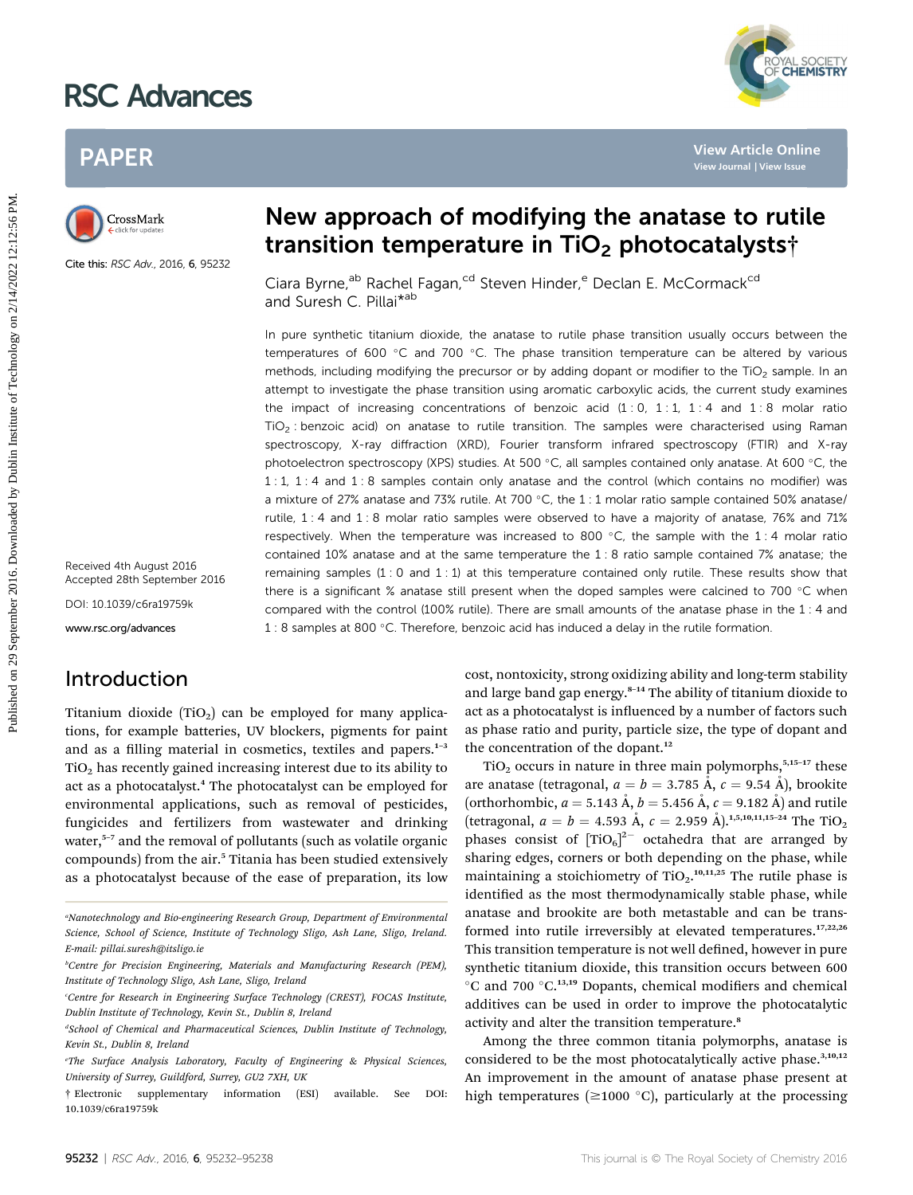# New approach of modifying the anatase to rutile transition temperature in $TiO_2$ photocatalysts†

Ciara Byrne,[ab] Rachel Fagan,[cd] Steven Hinder,[e] Declan E. McCormack[cd] and Suresh C. Pillai*[ab]

Cite this: *RSC Adv.*, 2016, **6**, 95232

Received 4th August 2016
Accepted 28th September 2016

DOI: 10.1039/c6ra19759k

www.rsc.org/advances

In pure synthetic titanium dioxide, the anatase to rutile phase transition usually occurs between the temperatures of 600 °C and 700 °C. The phase transition temperature can be altered by various methods, including modifying the precursor or by adding dopant or modifier to the $TiO_2$ sample. In an attempt to investigate the phase transition using aromatic carboxylic acids, the current study examines the impact of increasing concentrations of benzoic acid (1 : 0, 1 : 1, 1 : 4 and 1 : 8 molar ratio $TiO_2$ : benzoic acid) on anatase to rutile transition. The samples were characterised using Raman spectroscopy, X-ray diffraction (XRD), Fourier transform infrared spectroscopy (FTIR) and X-ray photoelectron spectroscopy (XPS) studies. At 500 °C, all samples contained only anatase. At 600 °C, the 1 : 1, 1 : 4 and 1 : 8 samples contain only anatase and the control (which contains no modifier) was a mixture of 27% anatase and 73% rutile. At 700 °C, the 1 : 1 molar ratio sample contained 50% anatase/rutile, 1 : 4 and 1 : 8 molar ratio samples were observed to have a majority of anatase, 76% and 71% respectively. When the temperature was increased to 800 °C, the sample with the 1 : 4 molar ratio contained 10% anatase and at the same temperature the 1 : 8 ratio sample contained 7% anatase; the remaining samples (1 : 0 and 1 : 1) at this temperature contained only rutile. These results show that there is a significant % anatase still present when the doped samples were calcined to 700 °C when compared with the control (100% rutile). There are small amounts of the anatase phase in the 1 : 4 and 1 : 8 samples at 800 °C. Therefore, benzoic acid has induced a delay in the rutile formation.

## Introduction

Titanium dioxide ($TiO_2$) can be employed for many applications, for example batteries, UV blockers, pigments for paint and as a filling material in cosmetics, textiles and papers.[1–3] $TiO_2$ has recently gained increasing interest due to its ability to act as a photocatalyst.[4] The photocatalyst can be employed for environmental applications, such as removal of pesticides, fungicides and fertilizers from wastewater and drinking water,[5–7] and the removal of pollutants (such as volatile organic compounds) from the air.[5] Titania has been studied extensively as a photocatalyst because of the ease of preparation, its low cost, nontoxicity, strong oxidizing ability and long-term stability and large band gap energy.[8–14] The ability of titanium dioxide to act as a photocatalyst is influenced by a number of factors such as phase ratio and purity, particle size, the type of dopant and the concentration of the dopant.[12]

$TiO_2$ occurs in nature in three main polymorphs,[5,15–17] these are anatase (tetragonal, $a = b = 3.785$ Å, $c = 9.54$ Å), brookite (orthorhombic, $a = 5.143$ Å, $b = 5.456$ Å, $c = 9.182$ Å) and rutile (tetragonal, $a = b = 4.593$ Å, $c = 2.959$ Å).[1,5,10,11,15–24] The $TiO_2$ phases consist of $[TiO_6]^{2-}$ octahedra that are arranged by sharing edges, corners or both depending on the phase, while maintaining a stoichiometry of $TiO_2$.[10,11,25] The rutile phase is identified as the most thermodynamically stable phase, while anatase and brookite are both metastable and can be transformed into rutile irreversibly at elevated temperatures.[17,22,26] This transition temperature is not well defined, however in pure synthetic titanium dioxide, this transition occurs between 600 °C and 700 °C.[13,19] Dopants, chemical modifiers and chemical additives can be used in order to improve the photocatalytic activity and alter the transition temperature.[8]

Among the three common titania polymorphs, anatase is considered to be the most photocatalytically active phase.[3,10,12] An improvement in the amount of anatase phase present at high temperatures (≥1000 °C), particularly at the processing

---

[a] Nanotechnology and Bio-engineering Research Group, Department of Environmental Science, School of Science, Institute of Technology Sligo, Ash Lane, Sligo, Ireland. E-mail: pillai.suresh@itsligo.ie

[b] Centre for Precision Engineering, Materials and Manufacturing Research (PEM), Institute of Technology Sligo, Ash Lane, Sligo, Ireland

[c] Centre for Research in Engineering Surface Technology (CREST), FOCAS Institute, Dublin Institute of Technology, Kevin St., Dublin 8, Ireland

[d] School of Chemical and Pharmaceutical Sciences, Dublin Institute of Technology, Kevin St., Dublin 8, Ireland

[e] The Surface Analysis Laboratory, Faculty of Engineering & Physical Sciences, University of Surrey, Guildford, Surrey, GU2 7XH, UK

† Electronic supplementary information (ESI) available. See DOI: 10.1039/c6ra19759k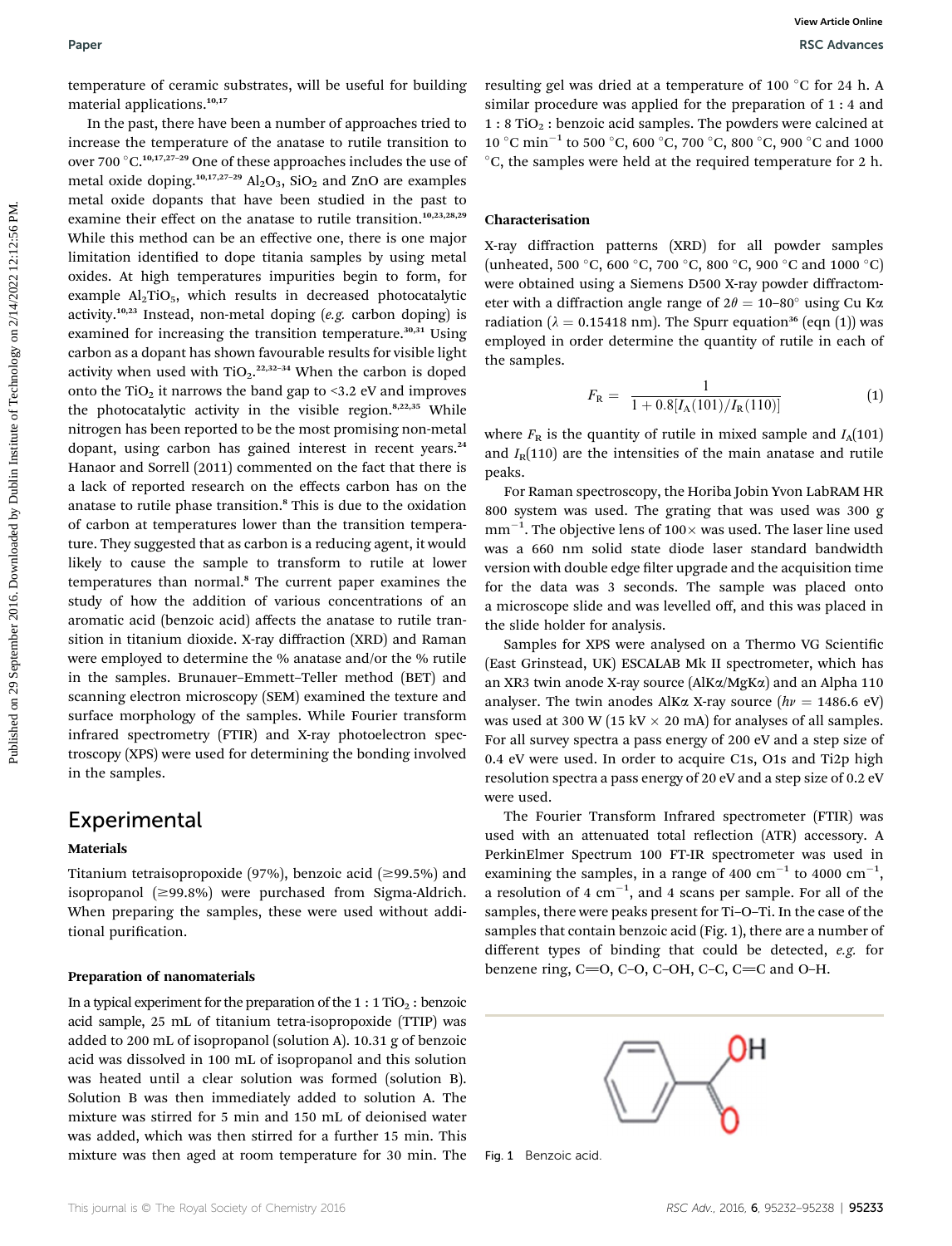temperature of ceramic substrates, will be useful for building material applications.[10,17]

In the past, there have been a number of approaches tried to increase the temperature of the anatase to rutile transition to over 700 °C.[10,17,27–29] One of these approaches includes the use of metal oxide doping.[10,17,27–29] $Al_2O_3$, $SiO_2$ and ZnO are examples metal oxide dopants that have been studied in the past to examine their effect on the anatase to rutile transition.[10,23,28,29] While this method can be an effective one, there is one major limitation identified to dope titania samples by using metal oxides. At high temperatures impurities begin to form, for example $Al_2TiO_5$, which results in decreased photocatalytic activity.[10,23] Instead, non-metal doping (*e.g.* carbon doping) is examined for increasing the transition temperature.[30,31] Using carbon as a dopant has shown favourable results for visible light activity when used with $TiO_2$.[22,32–34] When the carbon is doped onto the $TiO_2$ it narrows the band gap to <3.2 eV and improves the photocatalytic activity in the visible region.[8,22,35] While nitrogen has been reported to be the most promising non-metal dopant, using carbon has gained interest in recent years.[24] Hanaor and Sorrell (2011) commented on the fact that there is a lack of reported research on the effects carbon has on the anatase to rutile phase transition.[8] This is due to the oxidation of carbon at temperatures lower than the transition temperature. They suggested that as carbon is a reducing agent, it would likely to cause the sample to transform to rutile at lower temperatures than normal.[8] The current paper examines the study of how the addition of various concentrations of an aromatic acid (benzoic acid) affects the anatase to rutile transition in titanium dioxide. X-ray diffraction (XRD) and Raman were employed to determine the % anatase and/or the % rutile in the samples. Brunauer–Emmett–Teller method (BET) and scanning electron microscopy (SEM) examined the texture and surface morphology of the samples. While Fourier transform infrared spectrometry (FTIR) and X-ray photoelectron spectroscopy (XPS) were used for determining the bonding involved in the samples.

# Experimental

### Materials

Titanium tetraisopropoxide (97%), benzoic acid (≥99.5%) and isopropanol (≥99.8%) were purchased from Sigma-Aldrich. When preparing the samples, these were used without additional purification.

### Preparation of nanomaterials

In a typical experiment for the preparation of the 1 : 1 $TiO_2$ : benzoic acid sample, 25 mL of titanium tetra-isopropoxide (TTIP) was added to 200 mL of isopropanol (solution A). 10.31 g of benzoic acid was dissolved in 100 mL of isopropanol and this solution was heated until a clear solution was formed (solution B). Solution B was then immediately added to solution A. The mixture was stirred for 5 min and 150 mL of deionised water was added, which was then stirred for a further 15 min. This mixture was then aged at room temperature for 30 min. The resulting gel was dried at a temperature of 100 °C for 24 h. A similar procedure was applied for the preparation of 1 : 4 and 1 : 8 $TiO_2$ : benzoic acid samples. The powders were calcined at 10 °C min$^{-1}$ to 500 °C, 600 °C, 700 °C, 800 °C, 900 °C and 1000 °C, the samples were held at the required temperature for 2 h.

### Characterisation

X-ray diffraction patterns (XRD) for all powder samples (unheated, 500 °C, 600 °C, 700 °C, 800 °C, 900 °C and 1000 °C) were obtained using a Siemens D500 X-ray powder diffractometer with a diffraction angle range of $2\theta = 10–80°$ using Cu K$\alpha$ radiation ($\lambda = 0.15418$ nm). The Spurr equation[36] (eqn (1)) was employed in order determine the quantity of rutile in each of the samples.

$$F_R = \frac{1}{1 + 0.8[I_A(101)/I_R(110)]} \quad (1)$$

where $F_R$ is the quantity of rutile in mixed sample and $I_A(101)$ and $I_R(110)$ are the intensities of the main anatase and rutile peaks.

For Raman spectroscopy, the Horiba Jobin Yvon LabRAM HR 800 system was used. The grating that was used was 300 g mm$^{-1}$. The objective lens of 100× was used. The laser line used was a 660 nm solid state diode laser standard bandwidth version with double edge filter upgrade and the acquisition time for the data was 3 seconds. The sample was placed onto a microscope slide and was levelled off, and this was placed in the slide holder for analysis.

Samples for XPS were analysed on a Thermo VG Scientific (East Grinstead, UK) ESCALAB Mk II spectrometer, which has an XR3 twin anode X-ray source (AlK$\alpha$/MgK$\alpha$) and an Alpha 110 analyser. The twin anodes AlK$\alpha$ X-ray source ($h\nu = 1486.6$ eV) was used at 300 W (15 kV × 20 mA) for analyses of all samples. For all survey spectra a pass energy of 200 eV and a step size of 0.4 eV were used. In order to acquire C1s, O1s and Ti2p high resolution spectra a pass energy of 20 eV and a step size of 0.2 eV were used.

The Fourier Transform Infrared spectrometer (FTIR) was used with an attenuated total reflection (ATR) accessory. A PerkinElmer Spectrum 100 FT-IR spectrometer was used in examining the samples, in a range of 400 cm$^{-1}$ to 4000 cm$^{-1}$, a resolution of 4 cm$^{-1}$, and 4 scans per sample. For all of the samples, there were peaks present for Ti–O–Ti. In the case of the samples that contain benzoic acid (Fig. 1), there are a number of different types of binding that could be detected, *e.g.* for benzene ring, C=O, C–O, C–OH, C–C, C=C and O–H.

Fig. 1 Benzoic acid.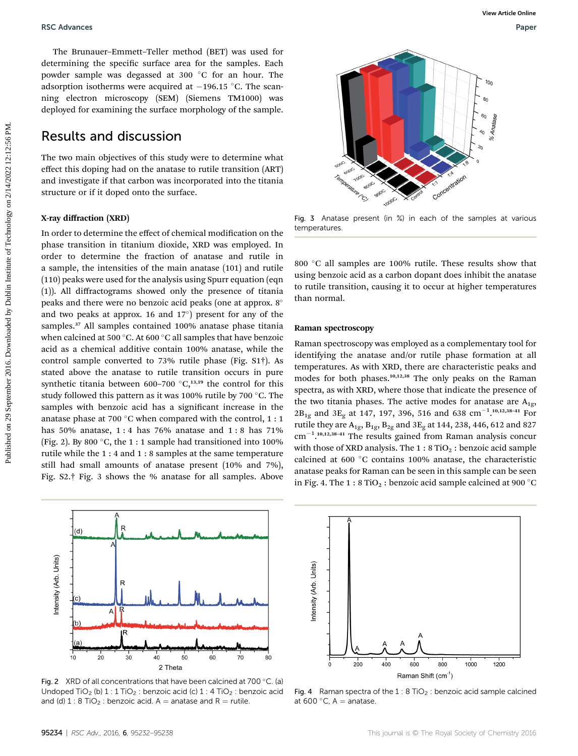The Brunauer–Emmett–Teller method (BET) was used for determining the specific surface area for the samples. Each powder sample was degassed at 300 °C for an hour. The adsorption isotherms were acquired at −196.15 °C. The scanning electron microscopy (SEM) (Siemens TM1000) was deployed for examining the surface morphology of the sample.

## Results and discussion

The two main objectives of this study were to determine what effect this doping had on the anatase to rutile transition (ART) and investigate if that carbon was incorporated into the titania structure or if it doped onto the surface.

### X-ray diffraction (XRD)

In order to determine the effect of chemical modification on the phase transition in titanium dioxide, XRD was employed. In order to determine the fraction of anatase and rutile in a sample, the intensities of the main anatase (101) and rutile (110) peaks were used for the analysis using Spurr equation (eqn (1)). All diffractograms showed only the presence of titania peaks and there were no benzoic acid peaks (one at approx. 8° and two peaks at approx. 16 and 17°) present for any of the samples.[37] All samples contained 100% anatase phase titania when calcined at 500 °C. At 600 °C all samples that have benzoic acid as a chemical additive contain 100% anatase, while the control sample converted to 73% rutile phase (Fig. S1†). As stated above the anatase to rutile transition occurs in pure synthetic titania between 600–700 °C,[13,19] the control for this study followed this pattern as it was 100% rutile by 700 °C. The samples with benzoic acid has a significant increase in the anatase phase at 700 °C when compared with the control, 1 : 1 has 50% anatase, 1 : 4 has 76% anatase and 1 : 8 has 71% (Fig. 2). By 800 °C, the 1 : 1 sample had transitioned into 100% rutile while the 1 : 4 and 1 : 8 samples at the same temperature still had small amounts of anatase present (10% and 7%), Fig. S2.† Fig. 3 shows the % anatase for all samples. Above 800 °C all samples are 100% rutile. These results show that using benzoic acid as a carbon dopant does inhibit the anatase to rutile transition, causing it to occur at higher temperatures than normal.

Fig. 3 Anatase present (in %) in each of the samples at various temperatures.

### Raman spectroscopy

Raman spectroscopy was employed as a complementary tool for identifying the anatase and/or rutile phase formation at all temperatures. As with XRD, there are characteristic peaks and modes for both phases.[10,12,38] The only peaks on the Raman spectra, as with XRD, where those that indicate the presence of the two titania phases. The active modes for anatase are $A_{1g}$, $2B_{1g}$ and $3E_g$ at 147, 197, 396, 516 and 638 $cm^{-1}$.[10,12,38–41] For rutile they are $A_{1g}$, $B_{1g}$, $B_{2g}$ and $3E_g$ at 144, 238, 446, 612 and 827 $cm^{-1}$.[10,12,38–41] The results gained from Raman analysis concur with those of XRD analysis. The 1 : 8 $TiO_2$ : benzoic acid sample calcined at 600 °C contains 100% anatase, the characteristic anatase peaks for Raman can be seen in this sample can be seen in Fig. 4. The 1 : 8 $TiO_2$ : benzoic acid sample calcined at 900 °C

Fig. 2 XRD of all concentrations that have been calcined at 700 °C. (a) Undoped $TiO_2$ (b) 1 : 1 $TiO_2$ : benzoic acid (c) 1 : 4 $TiO_2$ : benzoic acid and (d) 1 : 8 $TiO_2$ : benzoic acid. A = anatase and R = rutile.

Fig. 4 Raman spectra of the 1 : 8 $TiO_2$ : benzoic acid sample calcined at 600 °C, A = anatase.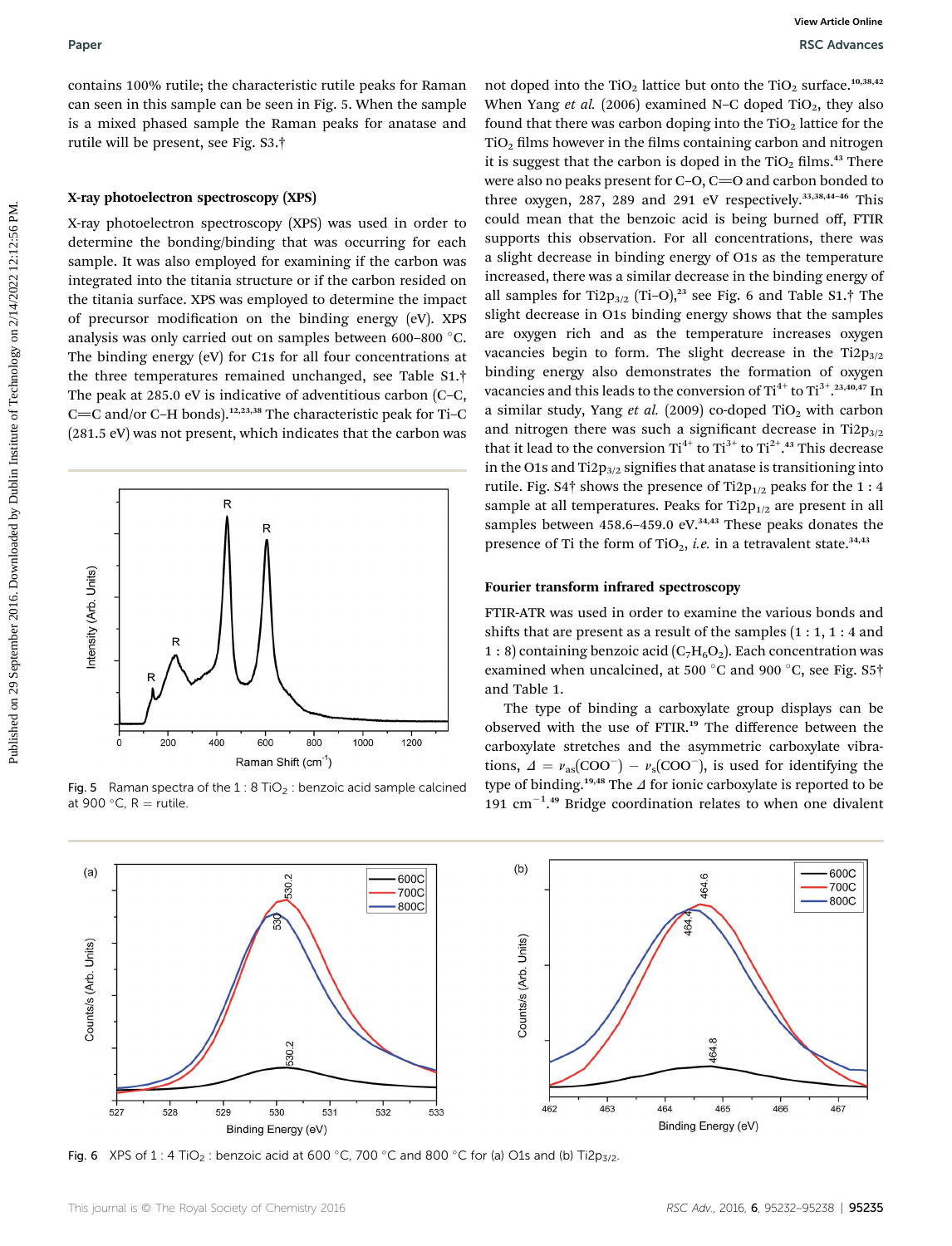contains 100% rutile; the characteristic rutile peaks for Raman can seen in this sample can be seen in Fig. 5. When the sample is a mixed phased sample the Raman peaks for anatase and rutile will be present, see Fig. S3.†

### X-ray photoelectron spectroscopy (XPS)

X-ray photoelectron spectroscopy (XPS) was used in order to determine the bonding/binding that was occurring for each sample. It was also employed for examining if the carbon was integrated into the titania structure or if the carbon resided on the titania surface. XPS was employed to determine the impact of precursor modification on the binding energy (eV). XPS analysis was only carried out on samples between 600–800 °C. The binding energy (eV) for C1s for all four concentrations at the three temperatures remained unchanged, see Table S1.† The peak at 285.0 eV is indicative of adventitious carbon (C–C, C=C and/or C–H bonds).[12,23,38] The characteristic peak for Ti–C (281.5 eV) was not present, which indicates that the carbon was not doped into the $TiO_2$ lattice but onto the $TiO_2$ surface.[10,38,42] When Yang *et al.* (2006) examined N–C doped $TiO_2$, they also found that there was carbon doping into the $TiO_2$ lattice for the $TiO_2$ films however in the films containing carbon and nitrogen it is suggest that the carbon is doped in the $TiO_2$ films.[43] There were also no peaks present for C–O, C=O and carbon bonded to three oxygen, 287, 289 and 291 eV respectively.[33,38,44–46] This could mean that the benzoic acid is being burned off, FTIR supports this observation. For all concentrations, there was a slight decrease in binding energy of O1s as the temperature increased, there was a similar decrease in the binding energy of all samples for $Ti2p_{3/2}$ (Ti–O),[23] see Fig. 6 and Table S1.† The slight decrease in O1s binding energy shows that the samples are oxygen rich and as the temperature increases oxygen vacancies begin to form. The slight decrease in the $Ti2p_{3/2}$ binding energy also demonstrates the formation of oxygen vacancies and this leads to the conversion of $Ti^{4+}$ to $Ti^{3+}$.[23,40,47] In a similar study, Yang *et al.* (2009) co-doped $TiO_2$ with carbon and nitrogen there was such a significant decrease in $Ti2p_{3/2}$ that it lead to the conversion $Ti^{4+}$ to $Ti^{3+}$ to $Ti^{2+}$.[43] This decrease in the O1s and $Ti2p_{3/2}$ signifies that anatase is transitioning into rutile. Fig. S4† shows the presence of $Ti2p_{1/2}$ peaks for the 1 : 4 sample at all temperatures. Peaks for $Ti2p_{1/2}$ are present in all samples between 458.6–459.0 eV.[34,43] These peaks donates the presence of Ti the form of $TiO_2$, *i.e.* in a tetravalent state.[34,43]

Fig. 5 Raman spectra of the 1 : 8 $TiO_2$ : benzoic acid sample calcined at 900 °C, R = rutile.

### Fourier transform infrared spectroscopy

FTIR-ATR was used in order to examine the various bonds and shifts that are present as a result of the samples (1 : 1, 1 : 4 and 1 : 8) containing benzoic acid ($C_7H_6O_2$). Each concentration was examined when uncalcined, at 500 °C and 900 °C, see Fig. S5† and Table 1.

The type of binding a carboxylate group displays can be observed with the use of FTIR.[19] The difference between the carboxylate stretches and the asymmetric carboxylate vibrations, $\Delta = \nu_{as}(COO^-) - \nu_s(COO^-)$, is used for identifying the type of binding.[19,48] The $\Delta$ for ionic carboxylate is reported to be 191 $cm^{-1}$.[49] Bridge coordination relates to when one divalent

Fig. 6 XPS of 1 : 4 $TiO_2$ : benzoic acid at 600 °C, 700 °C and 800 °C for (a) O1s and (b) $Ti2p_{3/2}$.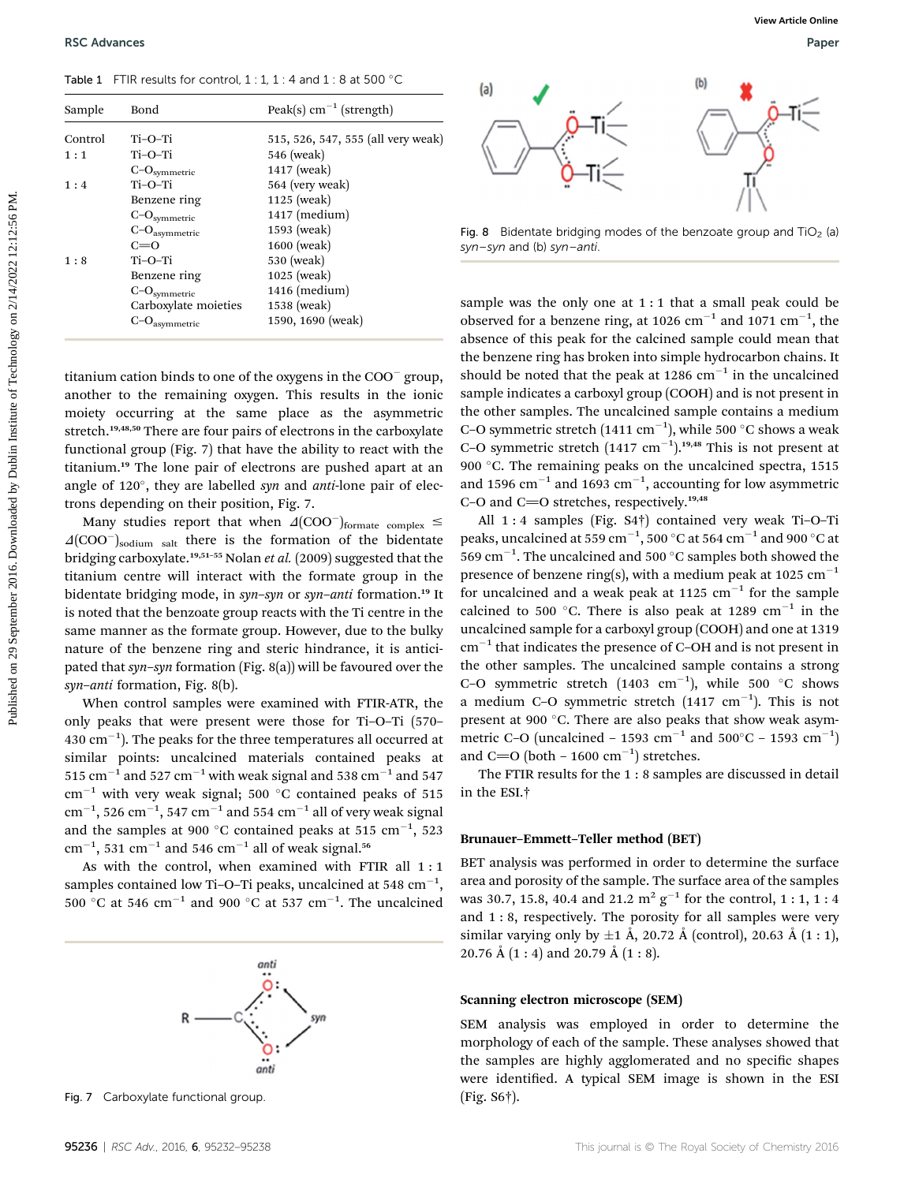Table 1 FTIR results for control, 1 : 1, 1 : 4 and 1 : 8 at 500 °C

| Sample | Bond | Peak(s) $cm^{-1}$ (strength) |
|---|---|---|
| Control | Ti–O–Ti | 515, 526, 547, 555 (all very weak) |
| 1 : 1 | Ti–O–Ti | 546 (weak) |
| | $C–O_{symmetric}$ | 1417 (weak) |
| 1 : 4 | Ti–O–Ti | 564 (very weak) |
| | Benzene ring | 1125 (weak) |
| | $C–O_{symmetric}$ | 1417 (medium) |
| | $C–O_{asymmetric}$ | 1593 (weak) |
| | C=O | 1600 (weak) |
| 1 : 8 | Ti–O–Ti | 530 (weak) |
| | Benzene ring | 1025 (weak) |
| | $C–O_{symmetric}$ | 1416 (medium) |
| | Carboxylate moieties | 1538 (weak) |
| | $C–O_{asymmetric}$ | 1590, 1690 (weak) |

titanium cation binds to one of the oxygens in the $COO^-$ group, another to the remaining oxygen. This results in the ionic moiety occurring at the same place as the asymmetric stretch.[19,48,50] There are four pairs of electrons in the carboxylate functional group (Fig. 7) that have the ability to react with the titanium.[19] The lone pair of electrons are pushed apart at an angle of 120°, they are labelled *syn* and *anti*-lone pair of electrons depending on their position, Fig. 7.

Many studies report that when $\Delta(COO^-)_{formate\ complex} \leq \Delta(COO^-)_{sodium\ salt}$ there is the formation of the bidentate bridging carboxylate.[19,51–55] Nolan *et al.* (2009) suggested that the titanium centre will interact with the formate group in the bidentate bridging mode, in *syn–syn* or *syn–anti* formation.[19] It is noted that the benzoate group reacts with the Ti centre in the same manner as the formate group. However, due to the bulky nature of the benzene ring and steric hindrance, it is anticipated that *syn–syn* formation (Fig. 8(a)) will be favoured over the *syn–anti* formation, Fig. 8(b).

When control samples were examined with FTIR-ATR, the only peaks that were present were those for Ti–O–Ti (570–430 $cm^{-1}$). The peaks for the three temperatures all occurred at similar points: uncalcined materials contained peaks at 515 $cm^{-1}$ and 527 $cm^{-1}$ with weak signal and 538 $cm^{-1}$ and 547 $cm^{-1}$ with very weak signal; 500 °C contained peaks of 515 $cm^{-1}$, 526 $cm^{-1}$, 547 $cm^{-1}$ and 554 $cm^{-1}$ all of very weak signal and the samples at 900 °C contained peaks at 515 $cm^{-1}$, 523 $cm^{-1}$, 531 $cm^{-1}$ and 546 $cm^{-1}$ all of weak signal.[56]

As with the control, when examined with FTIR all 1 : 1 samples contained low Ti–O–Ti peaks, uncalcined at 548 $cm^{-1}$, 500 °C at 546 $cm^{-1}$ and 900 °C at 537 $cm^{-1}$. The uncalcined

Fig. 7 Carboxylate functional group.

Fig. 8 Bidentate bridging modes of the benzoate group and $TiO_2$ (a) *syn–syn* and (b) *syn–anti*.

sample was the only one at 1 : 1 that a small peak could be observed for a benzene ring, at 1026 $cm^{-1}$ and 1071 $cm^{-1}$, the absence of this peak for the calcined sample could mean that the benzene ring has broken into simple hydrocarbon chains. It should be noted that the peak at 1286 $cm^{-1}$ in the uncalcined sample indicates a carboxyl group (COOH) and is not present in the other samples. The uncalcined sample contains a medium C–O symmetric stretch (1411 $cm^{-1}$), while 500 °C shows a weak C–O symmetric stretch (1417 $cm^{-1}$).[19,48] This is not present at 900 °C. The remaining peaks on the uncalcined spectra, 1515 and 1596 $cm^{-1}$ and 1693 $cm^{-1}$, accounting for low asymmetric C–O and C=O stretches, respectively.[19,48]

All 1 : 4 samples (Fig. S4†) contained very weak Ti–O–Ti peaks, uncalcined at 559 $cm^{-1}$, 500 °C at 564 $cm^{-1}$ and 900 °C at 569 $cm^{-1}$. The uncalcined and 500 °C samples both showed the presence of benzene ring(s), with a medium peak at 1025 $cm^{-1}$ for uncalcined and a weak peak at 1125 $cm^{-1}$ for the sample calcined to 500 °C. There is also peak at 1289 $cm^{-1}$ in the uncalcined sample for a carboxyl group (COOH) and one at 1319 $cm^{-1}$ that indicates the presence of C–OH and is not present in the other samples. The uncalcined sample contains a strong C–O symmetric stretch (1403 $cm^{-1}$), while 500 °C shows a medium C–O symmetric stretch (1417 $cm^{-1}$). This is not present at 900 °C. There are also peaks that show weak asymmetric C–O (uncalcined – 1593 $cm^{-1}$ and 500°C – 1593 $cm^{-1}$) and C=O (both – 1600 $cm^{-1}$) stretches.

The FTIR results for the 1 : 8 samples are discussed in detail in the ESI.†

### Brunauer–Emmett–Teller method (BET)

BET analysis was performed in order to determine the surface area and porosity of the sample. The surface area of the samples was 30.7, 15.8, 40.4 and 21.2 $m^2\ g^{-1}$ for the control, 1 : 1, 1 : 4 and 1 : 8, respectively. The porosity for all samples were very similar varying only by ±1 Å, 20.72 Å (control), 20.63 Å (1 : 1), 20.76 Å (1 : 4) and 20.79 Å (1 : 8).

### Scanning electron microscope (SEM)

SEM analysis was employed in order to determine the morphology of each of the sample. These analyses showed that the samples are highly agglomerated and no specific shapes were identified. A typical SEM image is shown in the ESI (Fig. S6†).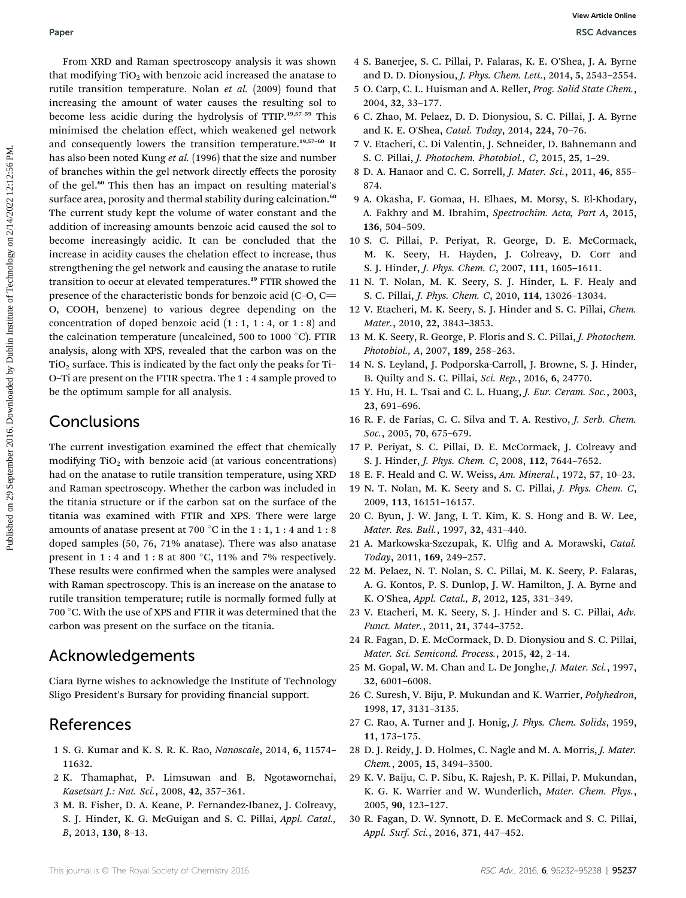From XRD and Raman spectroscopy analysis it was shown that modifying $TiO_2$ with benzoic acid increased the anatase to rutile transition temperature. Nolan *et al.* (2009) found that increasing the amount of water causes the resulting sol to become less acidic during the hydrolysis of TTIP.[19,57–59] This minimised the chelation effect, which weakened gel network and consequently lowers the transition temperature.[19,57–60] It has also been noted Kung *et al.* (1996) that the size and number of branches within the gel network directly effects the porosity of the gel.[60] This then has an impact on resulting material's surface area, porosity and thermal stability during calcination.[60] The current study kept the volume of water constant and the addition of increasing amounts benzoic acid caused the sol to become increasingly acidic. It can be concluded that the increase in acidity causes the chelation effect to increase, thus strengthening the gel network and causing the anatase to rutile transition to occur at elevated temperatures.[19] FTIR showed the presence of the characteristic bonds for benzoic acid (C–O, C=O, COOH, benzene) to various degree depending on the concentration of doped benzoic acid (1 : 1, 1 : 4, or 1 : 8) and the calcination temperature (uncalcined, 500 to 1000 °C). FTIR analysis, along with XPS, revealed that the carbon was on the $TiO_2$ surface. This is indicated by the fact only the peaks for Ti–O–Ti are present on the FTIR spectra. The 1 : 4 sample proved to be the optimum sample for all analysis.

## Conclusions

The current investigation examined the effect that chemically modifying $TiO_2$ with benzoic acid (at various concentrations) had on the anatase to rutile transition temperature, using XRD and Raman spectroscopy. Whether the carbon was included in the titania structure or if the carbon sat on the surface of the titania was examined with FTIR and XPS. There were large amounts of anatase present at 700 °C in the 1 : 1, 1 : 4 and 1 : 8 doped samples (50, 76, 71% anatase). There was also anatase present in 1 : 4 and 1 : 8 at 800 °C, 11% and 7% respectively. These results were confirmed when the samples were analysed with Raman spectroscopy. This is an increase on the anatase to rutile transition temperature; rutile is normally formed fully at 700 °C. With the use of XPS and FTIR it was determined that the carbon was present on the surface on the titania.

## Acknowledgements

Ciara Byrne wishes to acknowledge the Institute of Technology Sligo President's Bursary for providing financial support.

## References

1 S. G. Kumar and K. S. R. K. Rao, *Nanoscale*, 2014, **6**, 11574–11632.

2 K. Thamaphat, P. Limsuwan and B. Ngotawornchai, *Kasetsart J.: Nat. Sci.*, 2008, **42**, 357–361.

3 M. B. Fisher, D. A. Keane, P. Fernandez-Ibanez, J. Colreavy, S. J. Hinder, K. G. McGuigan and S. C. Pillai, *Appl. Catal., B*, 2013, **130**, 8–13.

4 S. Banerjee, S. C. Pillai, P. Falaras, K. E. O'Shea, J. A. Byrne and D. D. Dionysiou, *J. Phys. Chem. Lett.*, 2014, **5**, 2543–2554.

5 O. Carp, C. L. Huisman and A. Reller, *Prog. Solid State Chem.*, 2004, **32**, 33–177.

6 C. Zhao, M. Pelaez, D. D. Dionysiou, S. C. Pillai, J. A. Byrne and K. E. O'Shea, *Catal. Today*, 2014, **224**, 70–76.

7 V. Etacheri, C. Di Valentin, J. Schneider, D. Bahnemann and S. C. Pillai, *J. Photochem. Photobiol., C*, 2015, **25**, 1–29.

8 D. A. Hanaor and C. C. Sorrell, *J. Mater. Sci.*, 2011, **46**, 855–874.

9 A. Okasha, F. Gomaa, H. Elhaes, M. Morsy, S. El-Khodary, A. Fakhry and M. Ibrahim, *Spectrochim. Acta, Part A*, 2015, **136**, 504–509.

10 S. C. Pillai, P. Periyat, R. George, D. E. McCormack, M. K. Seery, H. Hayden, J. Colreavy, D. Corr and S. J. Hinder, *J. Phys. Chem. C*, 2007, **111**, 1605–1611.

11 N. T. Nolan, M. K. Seery, S. J. Hinder, L. F. Healy and S. C. Pillai, *J. Phys. Chem. C*, 2010, **114**, 13026–13034.

12 V. Etacheri, M. K. Seery, S. J. Hinder and S. C. Pillai, *Chem. Mater.*, 2010, **22**, 3843–3853.

13 M. K. Seery, R. George, P. Floris and S. C. Pillai, *J. Photochem. Photobiol., A*, 2007, **189**, 258–263.

14 N. S. Leyland, J. Podporska-Carroll, J. Browne, S. J. Hinder, B. Quilty and S. C. Pillai, *Sci. Rep.*, 2016, **6**, 24770.

15 Y. Hu, H. L. Tsai and C. L. Huang, *J. Eur. Ceram. Soc.*, 2003, **23**, 691–696.

16 R. F. de Farias, C. C. Silva and T. A. Restivo, *J. Serb. Chem. Soc.*, 2005, **70**, 675–679.

17 P. Periyat, S. C. Pillai, D. E. McCormack, J. Colreavy and S. J. Hinder, *J. Phys. Chem. C*, 2008, **112**, 7644–7652.

18 E. F. Heald and C. W. Weiss, *Am. Mineral.*, 1972, **57**, 10–23.

19 N. T. Nolan, M. K. Seery and S. C. Pillai, *J. Phys. Chem. C*, 2009, **113**, 16151–16157.

20 C. Byun, J. W. Jang, I. T. Kim, K. S. Hong and B. W. Lee, *Mater. Res. Bull.*, 1997, **32**, 431–440.

21 A. Markowska-Szczupak, K. Ulfig and A. Morawski, *Catal. Today*, 2011, **169**, 249–257.

22 M. Pelaez, N. T. Nolan, S. C. Pillai, M. K. Seery, P. Falaras, A. G. Kontos, P. S. Dunlop, J. W. Hamilton, J. A. Byrne and K. O'Shea, *Appl. Catal., B*, 2012, **125**, 331–349.

23 V. Etacheri, M. K. Seery, S. J. Hinder and S. C. Pillai, *Adv. Funct. Mater.*, 2011, **21**, 3744–3752.

24 R. Fagan, D. E. McCormack, D. D. Dionysiou and S. C. Pillai, *Mater. Sci. Semicond. Process.*, 2015, **42**, 2–14.

25 M. Gopal, W. M. Chan and L. De Jonghe, *J. Mater. Sci.*, 1997, **32**, 6001–6008.

26 C. Suresh, V. Biju, P. Mukundan and K. Warrier, *Polyhedron*, 1998, **17**, 3131–3135.

27 C. Rao, A. Turner and J. Honig, *J. Phys. Chem. Solids*, 1959, **11**, 173–175.

28 D. J. Reidy, J. D. Holmes, C. Nagle and M. A. Morris, *J. Mater. Chem.*, 2005, **15**, 3494–3500.

29 K. V. Baiju, C. P. Sibu, K. Rajesh, P. K. Pillai, P. Mukundan, K. G. K. Warrier and W. Wunderlich, *Mater. Chem. Phys.*, 2005, **90**, 123–127.

30 R. Fagan, D. W. Synnott, D. E. McCormack and S. C. Pillai, *Appl. Surf. Sci.*, 2016, **371**, 447–452.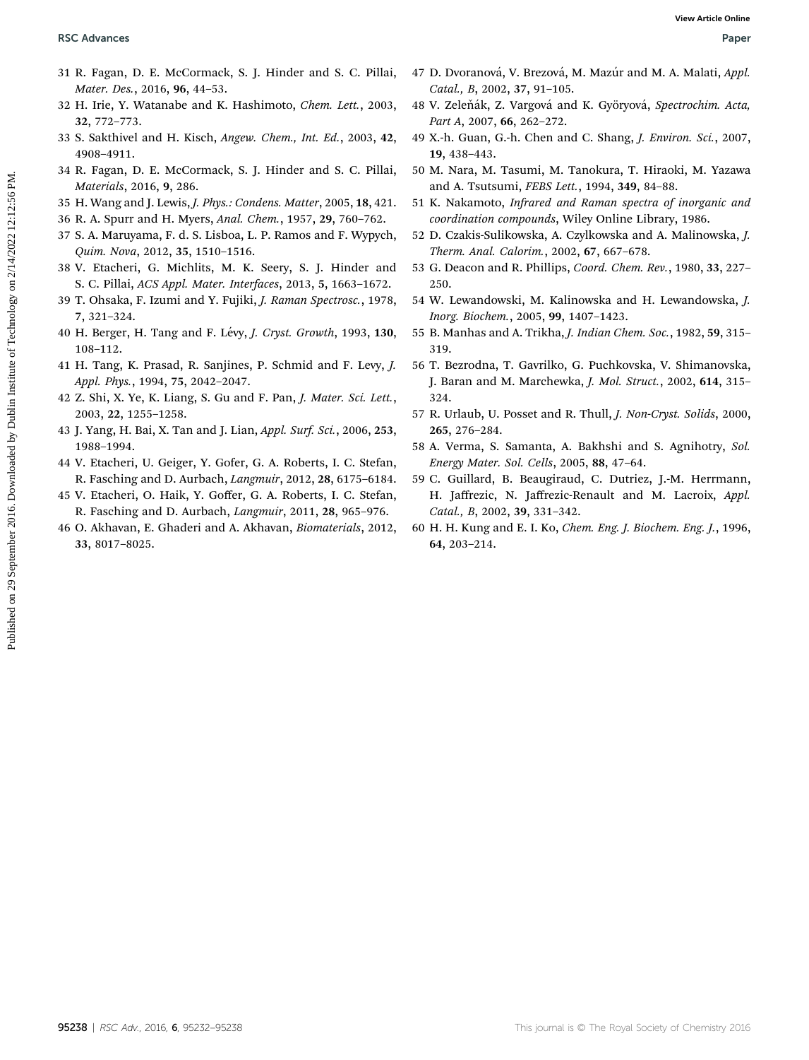31 R. Fagan, D. E. McCormack, S. J. Hinder and S. C. Pillai, *Mater. Des.*, 2016, **96**, 44–53.

32 H. Irie, Y. Watanabe and K. Hashimoto, *Chem. Lett.*, 2003, **32**, 772–773.

33 S. Sakthivel and H. Kisch, *Angew. Chem., Int. Ed.*, 2003, **42**, 4908–4911.

34 R. Fagan, D. E. McCormack, S. J. Hinder and S. C. Pillai, *Materials*, 2016, **9**, 286.

35 H. Wang and J. Lewis, *J. Phys.: Condens. Matter*, 2005, **18**, 421.

36 R. A. Spurr and H. Myers, *Anal. Chem.*, 1957, **29**, 760–762.

37 S. A. Maruyama, F. d. S. Lisboa, L. P. Ramos and F. Wypych, *Quim. Nova*, 2012, **35**, 1510–1516.

38 V. Etacheri, G. Michlits, M. K. Seery, S. J. Hinder and S. C. Pillai, *ACS Appl. Mater. Interfaces*, 2013, **5**, 1663–1672.

39 T. Ohsaka, F. Izumi and Y. Fujiki, *J. Raman Spectrosc.*, 1978, **7**, 321–324.

40 H. Berger, H. Tang and F. Lévy, *J. Cryst. Growth*, 1993, **130**, 108–112.

41 H. Tang, K. Prasad, R. Sanjines, P. Schmid and F. Levy, *J. Appl. Phys.*, 1994, **75**, 2042–2047.

42 Z. Shi, X. Ye, K. Liang, S. Gu and F. Pan, *J. Mater. Sci. Lett.*, 2003, **22**, 1255–1258.

43 J. Yang, H. Bai, X. Tan and J. Lian, *Appl. Surf. Sci.*, 2006, **253**, 1988–1994.

44 V. Etacheri, U. Geiger, Y. Gofer, G. A. Roberts, I. C. Stefan, R. Fasching and D. Aurbach, *Langmuir*, 2012, **28**, 6175–6184.

45 V. Etacheri, O. Haik, Y. Goffer, G. A. Roberts, I. C. Stefan, R. Fasching and D. Aurbach, *Langmuir*, 2011, **28**, 965–976.

46 O. Akhavan, E. Ghaderi and A. Akhavan, *Biomaterials*, 2012, **33**, 8017–8025.

47 D. Dvoranová, V. Brezová, M. Mazúr and M. A. Malati, *Appl. Catal., B*, 2002, **37**, 91–105.

48 V. Zeleňák, Z. Vargová and K. Györyová, *Spectrochim. Acta, Part A*, 2007, **66**, 262–272.

49 X.-h. Guan, G.-h. Chen and C. Shang, *J. Environ. Sci.*, 2007, **19**, 438–443.

50 M. Nara, M. Tasumi, M. Tanokura, T. Hiraoki, M. Yazawa and A. Tsutsumi, *FEBS Lett.*, 1994, **349**, 84–88.

51 K. Nakamoto, *Infrared and Raman spectra of inorganic and coordination compounds*, Wiley Online Library, 1986.

52 D. Czakis-Sulikowska, A. Czylkowska and A. Malinowska, *J. Therm. Anal. Calorim.*, 2002, **67**, 667–678.

53 G. Deacon and R. Phillips, *Coord. Chem. Rev.*, 1980, **33**, 227–250.

54 W. Lewandowski, M. Kalinowska and H. Lewandowska, *J. Inorg. Biochem.*, 2005, **99**, 1407–1423.

55 B. Manhas and A. Trikha, *J. Indian Chem. Soc.*, 1982, **59**, 315–319.

56 T. Bezrodna, T. Gavrilko, G. Puchkovska, V. Shimanovska, J. Baran and M. Marchewka, *J. Mol. Struct.*, 2002, **614**, 315–324.

57 R. Urlaub, U. Posset and R. Thull, *J. Non-Cryst. Solids*, 2000, **265**, 276–284.

58 A. Verma, S. Samanta, A. Bakhshi and S. Agnihotry, *Sol. Energy Mater. Sol. Cells*, 2005, **88**, 47–64.

59 C. Guillard, B. Beaugiraud, C. Dutriez, J.-M. Herrmann, H. Jaffrezic, N. Jaffrezic-Renault and M. Lacroix, *Appl. Catal., B*, 2002, **39**, 331–342.

60 H. H. Kung and E. I. Ko, *Chem. Eng. J. Biochem. Eng. J.*, 1996, **64**, 203–214.